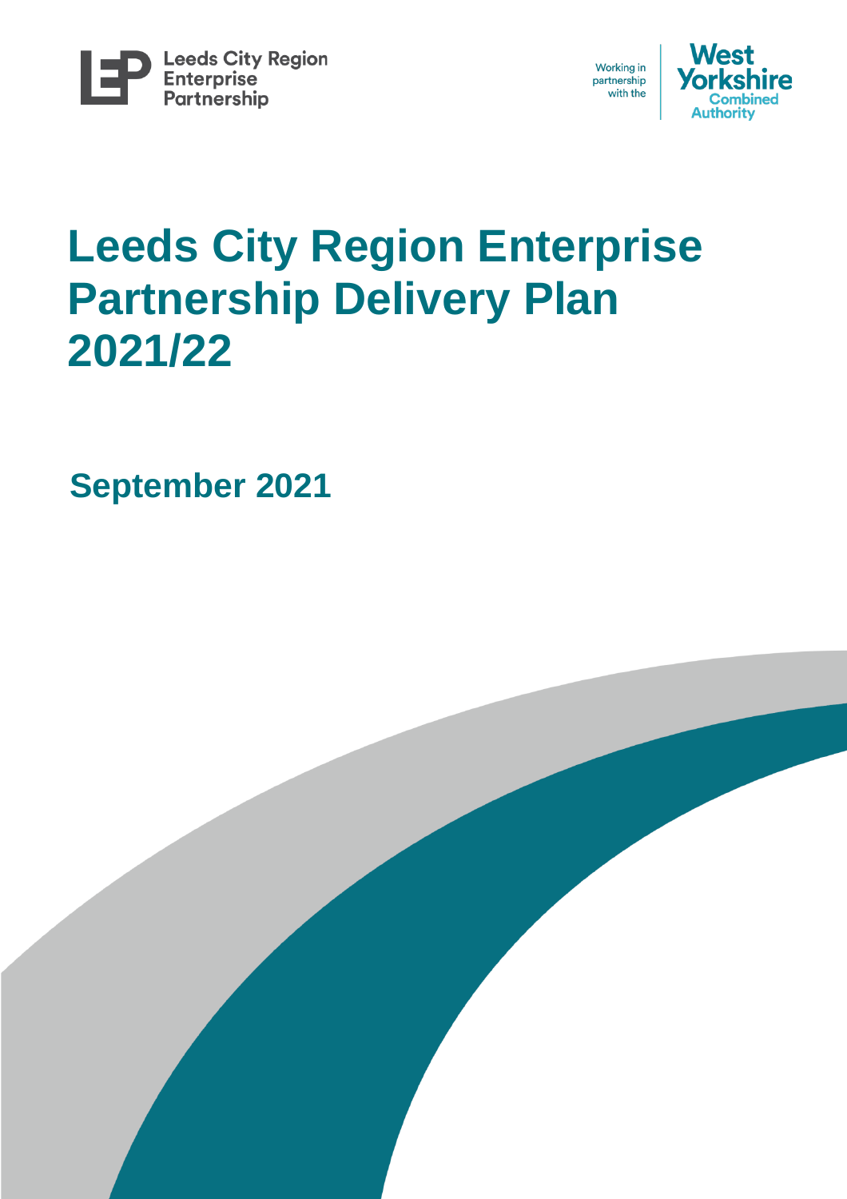Leeds City Region Enterprise Partnership

Working in partnership with the West Yorkshire Combined Authority

# Leeds City Region Enterprise Partnership Delivery Plan 2021/22

## September 2021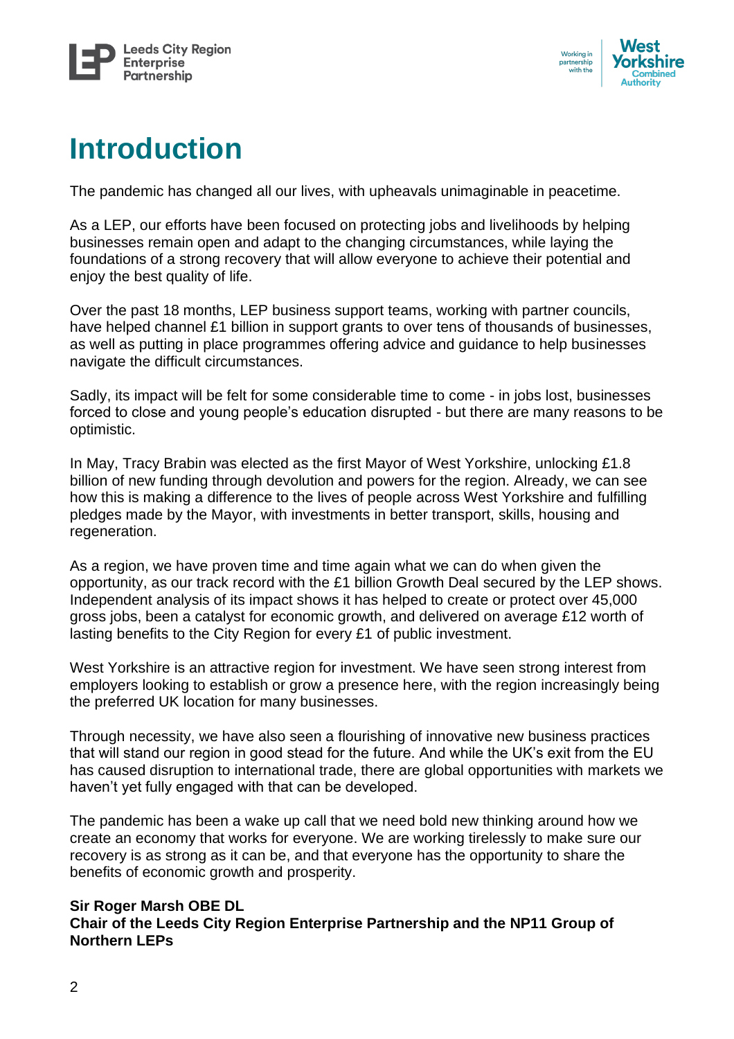# Introduction

The pandemic has changed all our lives, with upheavals unimaginable in peacetime.

As a LEP, our efforts have been focused on protecting jobs and livelihoods by helping businesses remain open and adapt to the changing circumstances, while laying the foundations of a strong recovery that will allow everyone to achieve their potential and enjoy the best quality of life.

Over the past 18 months, LEP business support teams, working with partner councils, have helped channel £1 billion in support grants to over tens of thousands of businesses, as well as putting in place programmes offering advice and guidance to help businesses navigate the difficult circumstances.

Sadly, its impact will be felt for some considerable time to come - in jobs lost, businesses forced to close and young people's education disrupted - but there are many reasons to be optimistic.

In May, Tracy Brabin was elected as the first Mayor of West Yorkshire, unlocking £1.8 billion of new funding through devolution and powers for the region. Already, we can see how this is making a difference to the lives of people across West Yorkshire and fulfilling pledges made by the Mayor, with investments in better transport, skills, housing and regeneration.

As a region, we have proven time and time again what we can do when given the opportunity, as our track record with the £1 billion Growth Deal secured by the LEP shows. Independent analysis of its impact shows it has helped to create or protect over 45,000 gross jobs, been a catalyst for economic growth, and delivered on average £12 worth of lasting benefits to the City Region for every £1 of public investment.

West Yorkshire is an attractive region for investment. We have seen strong interest from employers looking to establish or grow a presence here, with the region increasingly being the preferred UK location for many businesses.

Through necessity, we have also seen a flourishing of innovative new business practices that will stand our region in good stead for the future. And while the UK's exit from the EU has caused disruption to international trade, there are global opportunities with markets we haven't yet fully engaged with that can be developed.

The pandemic has been a wake up call that we need bold new thinking around how we create an economy that works for everyone. We are working tirelessly to make sure our recovery is as strong as it can be, and that everyone has the opportunity to share the benefits of economic growth and prosperity.

**Sir Roger Marsh OBE DL**
**Chair of the Leeds City Region Enterprise Partnership and the NP11 Group of Northern LEPs**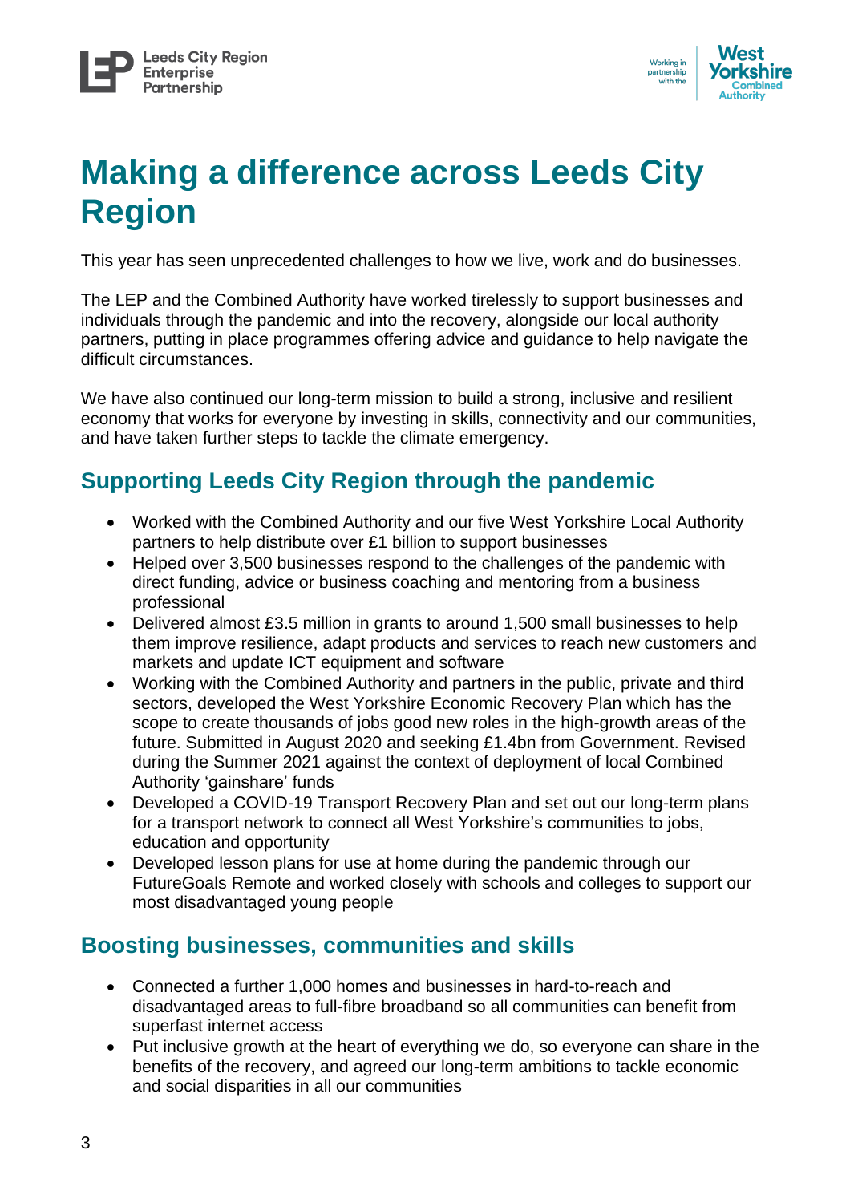# Making a difference across Leeds City Region

This year has seen unprecedented challenges to how we live, work and do businesses.

The LEP and the Combined Authority have worked tirelessly to support businesses and individuals through the pandemic and into the recovery, alongside our local authority partners, putting in place programmes offering advice and guidance to help navigate the difficult circumstances.

We have also continued our long-term mission to build a strong, inclusive and resilient economy that works for everyone by investing in skills, connectivity and our communities, and have taken further steps to tackle the climate emergency.

## Supporting Leeds City Region through the pandemic

- Worked with the Combined Authority and our five West Yorkshire Local Authority partners to help distribute over £1 billion to support businesses
- Helped over 3,500 businesses respond to the challenges of the pandemic with direct funding, advice or business coaching and mentoring from a business professional
- Delivered almost £3.5 million in grants to around 1,500 small businesses to help them improve resilience, adapt products and services to reach new customers and markets and update ICT equipment and software
- Working with the Combined Authority and partners in the public, private and third sectors, developed the West Yorkshire Economic Recovery Plan which has the scope to create thousands of jobs good new roles in the high-growth areas of the future. Submitted in August 2020 and seeking £1.4bn from Government. Revised during the Summer 2021 against the context of deployment of local Combined Authority 'gainshare' funds
- Developed a COVID-19 Transport Recovery Plan and set out our long-term plans for a transport network to connect all West Yorkshire's communities to jobs, education and opportunity
- Developed lesson plans for use at home during the pandemic through our FutureGoals Remote and worked closely with schools and colleges to support our most disadvantaged young people

## Boosting businesses, communities and skills

- Connected a further 1,000 homes and businesses in hard-to-reach and disadvantaged areas to full-fibre broadband so all communities can benefit from superfast internet access
- Put inclusive growth at the heart of everything we do, so everyone can share in the benefits of the recovery, and agreed our long-term ambitions to tackle economic and social disparities in all our communities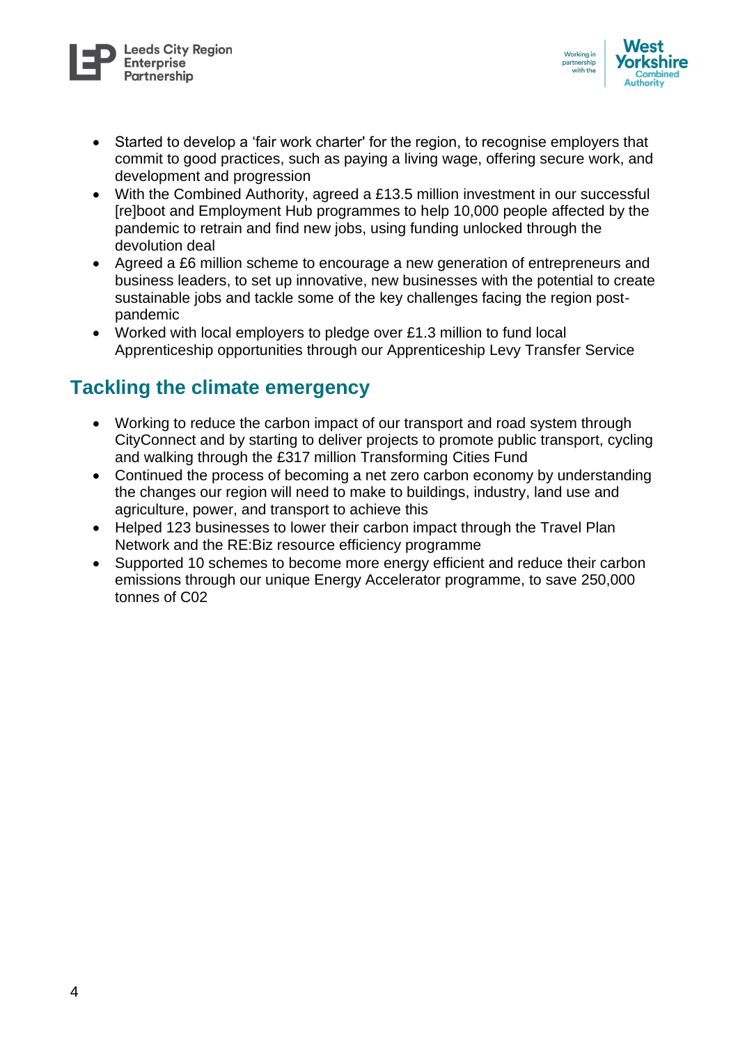- Started to develop a 'fair work charter' for the region, to recognise employers that commit to good practices, such as paying a living wage, offering secure work, and development and progression
- With the Combined Authority, agreed a £13.5 million investment in our successful [re]boot and Employment Hub programmes to help 10,000 people affected by the pandemic to retrain and find new jobs, using funding unlocked through the devolution deal
- Agreed a £6 million scheme to encourage a new generation of entrepreneurs and business leaders, to set up innovative, new businesses with the potential to create sustainable jobs and tackle some of the key challenges facing the region post-pandemic
- Worked with local employers to pledge over £1.3 million to fund local Apprenticeship opportunities through our Apprenticeship Levy Transfer Service

## Tackling the climate emergency

- Working to reduce the carbon impact of our transport and road system through CityConnect and by starting to deliver projects to promote public transport, cycling and walking through the £317 million Transforming Cities Fund
- Continued the process of becoming a net zero carbon economy by understanding the changes our region will need to make to buildings, industry, land use and agriculture, power, and transport to achieve this
- Helped 123 businesses to lower their carbon impact through the Travel Plan Network and the RE:Biz resource efficiency programme
- Supported 10 schemes to become more energy efficient and reduce their carbon emissions through our unique Energy Accelerator programme, to save 250,000 tonnes of C02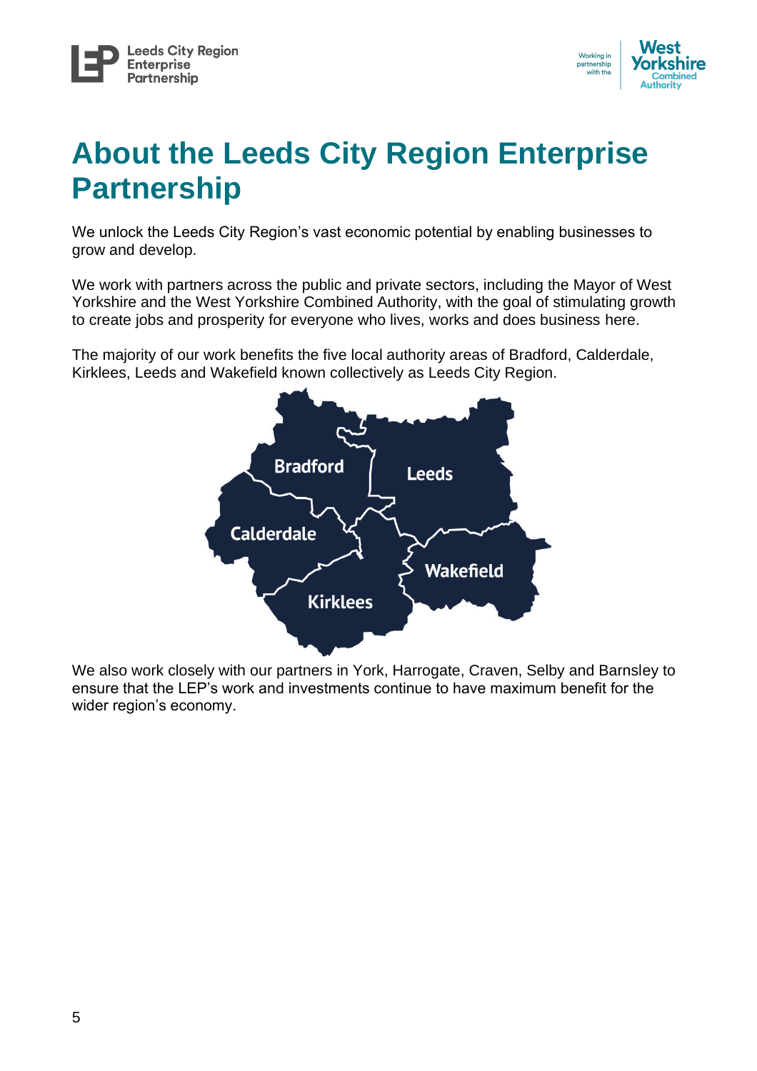# About the Leeds City Region Enterprise Partnership

We unlock the Leeds City Region's vast economic potential by enabling businesses to grow and develop.

We work with partners across the public and private sectors, including the Mayor of West Yorkshire and the West Yorkshire Combined Authority, with the goal of stimulating growth to create jobs and prosperity for everyone who lives, works and does business here.

The majority of our work benefits the five local authority areas of Bradford, Calderdale, Kirklees, Leeds and Wakefield known collectively as Leeds City Region.

We also work closely with our partners in York, Harrogate, Craven, Selby and Barnsley to ensure that the LEP's work and investments continue to have maximum benefit for the wider region's economy.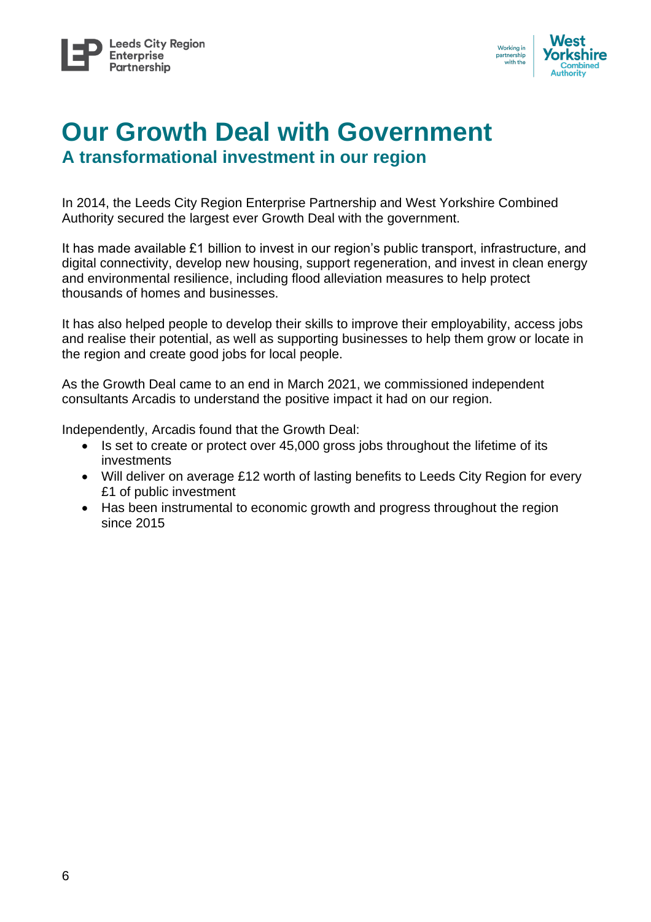# Our Growth Deal with Government

## A transformational investment in our region

In 2014, the Leeds City Region Enterprise Partnership and West Yorkshire Combined Authority secured the largest ever Growth Deal with the government.

It has made available £1 billion to invest in our region's public transport, infrastructure, and digital connectivity, develop new housing, support regeneration, and invest in clean energy and environmental resilience, including flood alleviation measures to help protect thousands of homes and businesses.

It has also helped people to develop their skills to improve their employability, access jobs and realise their potential, as well as supporting businesses to help them grow or locate in the region and create good jobs for local people.

As the Growth Deal came to an end in March 2021, we commissioned independent consultants Arcadis to understand the positive impact it had on our region.

Independently, Arcadis found that the Growth Deal:

- Is set to create or protect over 45,000 gross jobs throughout the lifetime of its investments
- Will deliver on average £12 worth of lasting benefits to Leeds City Region for every £1 of public investment
- Has been instrumental to economic growth and progress throughout the region since 2015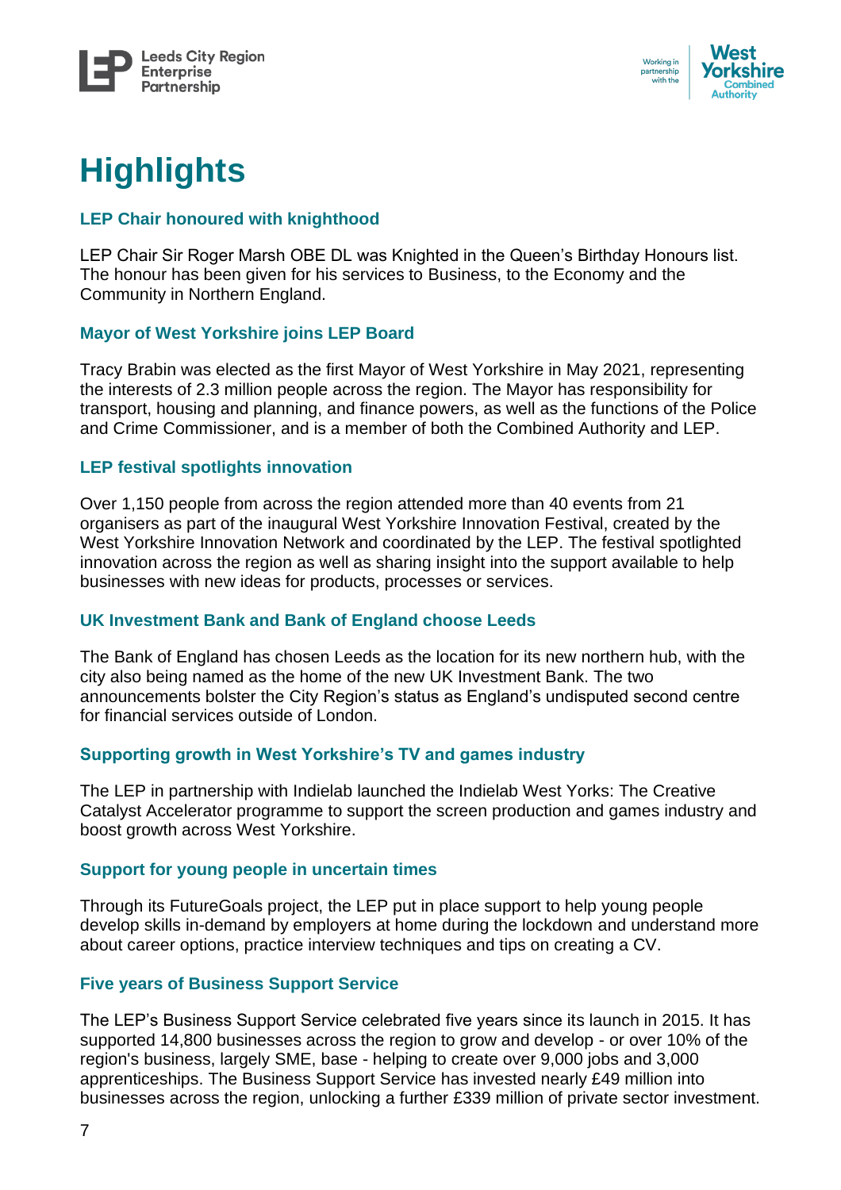# Highlights

### LEP Chair honoured with knighthood

LEP Chair Sir Roger Marsh OBE DL was Knighted in the Queen's Birthday Honours list. The honour has been given for his services to Business, to the Economy and the Community in Northern England.

### Mayor of West Yorkshire joins LEP Board

Tracy Brabin was elected as the first Mayor of West Yorkshire in May 2021, representing the interests of 2.3 million people across the region. The Mayor has responsibility for transport, housing and planning, and finance powers, as well as the functions of the Police and Crime Commissioner, and is a member of both the Combined Authority and LEP.

### LEP festival spotlights innovation

Over 1,150 people from across the region attended more than 40 events from 21 organisers as part of the inaugural West Yorkshire Innovation Festival, created by the West Yorkshire Innovation Network and coordinated by the LEP. The festival spotlighted innovation across the region as well as sharing insight into the support available to help businesses with new ideas for products, processes or services.

### UK Investment Bank and Bank of England choose Leeds

The Bank of England has chosen Leeds as the location for its new northern hub, with the city also being named as the home of the new UK Investment Bank. The two announcements bolster the City Region's status as England's undisputed second centre for financial services outside of London.

### Supporting growth in West Yorkshire's TV and games industry

The LEP in partnership with Indielab launched the Indielab West Yorks: The Creative Catalyst Accelerator programme to support the screen production and games industry and boost growth across West Yorkshire.

### Support for young people in uncertain times

Through its FutureGoals project, the LEP put in place support to help young people develop skills in-demand by employers at home during the lockdown and understand more about career options, practice interview techniques and tips on creating a CV.

### Five years of Business Support Service

The LEP's Business Support Service celebrated five years since its launch in 2015. It has supported 14,800 businesses across the region to grow and develop - or over 10% of the region's business, largely SME, base - helping to create over 9,000 jobs and 3,000 apprenticeships. The Business Support Service has invested nearly £49 million into businesses across the region, unlocking a further £339 million of private sector investment.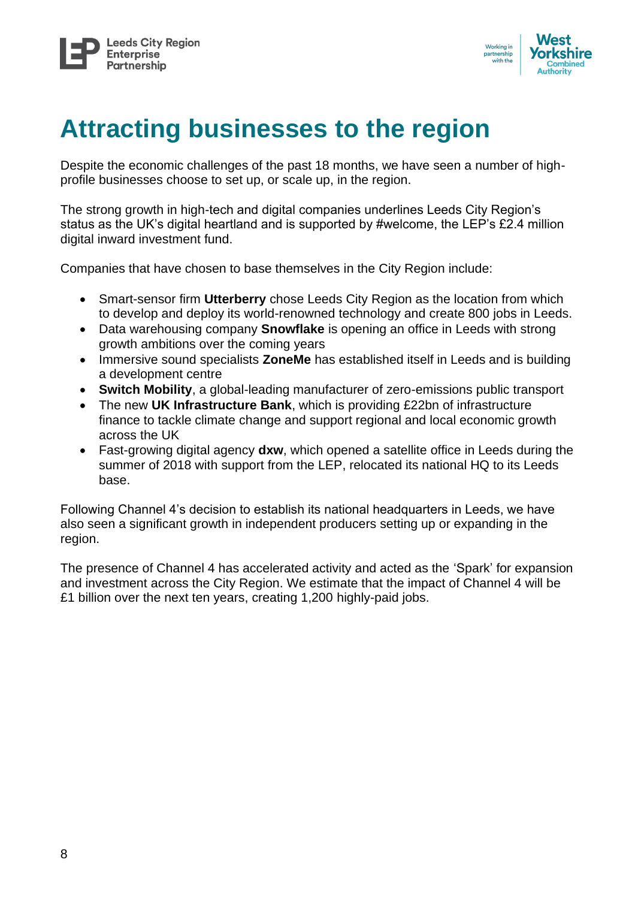# Attracting businesses to the region

Despite the economic challenges of the past 18 months, we have seen a number of high-profile businesses choose to set up, or scale up, in the region.

The strong growth in high-tech and digital companies underlines Leeds City Region's status as the UK's digital heartland and is supported by #welcome, the LEP's £2.4 million digital inward investment fund.

Companies that have chosen to base themselves in the City Region include:

- Smart-sensor firm **Utterberry** chose Leeds City Region as the location from which to develop and deploy its world-renowned technology and create 800 jobs in Leeds.
- Data warehousing company **Snowflake** is opening an office in Leeds with strong growth ambitions over the coming years
- Immersive sound specialists **ZoneMe** has established itself in Leeds and is building a development centre
- **Switch Mobility**, a global-leading manufacturer of zero-emissions public transport
- The new **UK Infrastructure Bank**, which is providing £22bn of infrastructure finance to tackle climate change and support regional and local economic growth across the UK
- Fast-growing digital agency **dxw**, which opened a satellite office in Leeds during the summer of 2018 with support from the LEP, relocated its national HQ to its Leeds base.

Following Channel 4's decision to establish its national headquarters in Leeds, we have also seen a significant growth in independent producers setting up or expanding in the region.

The presence of Channel 4 has accelerated activity and acted as the 'Spark' for expansion and investment across the City Region. We estimate that the impact of Channel 4 will be £1 billion over the next ten years, creating 1,200 highly-paid jobs.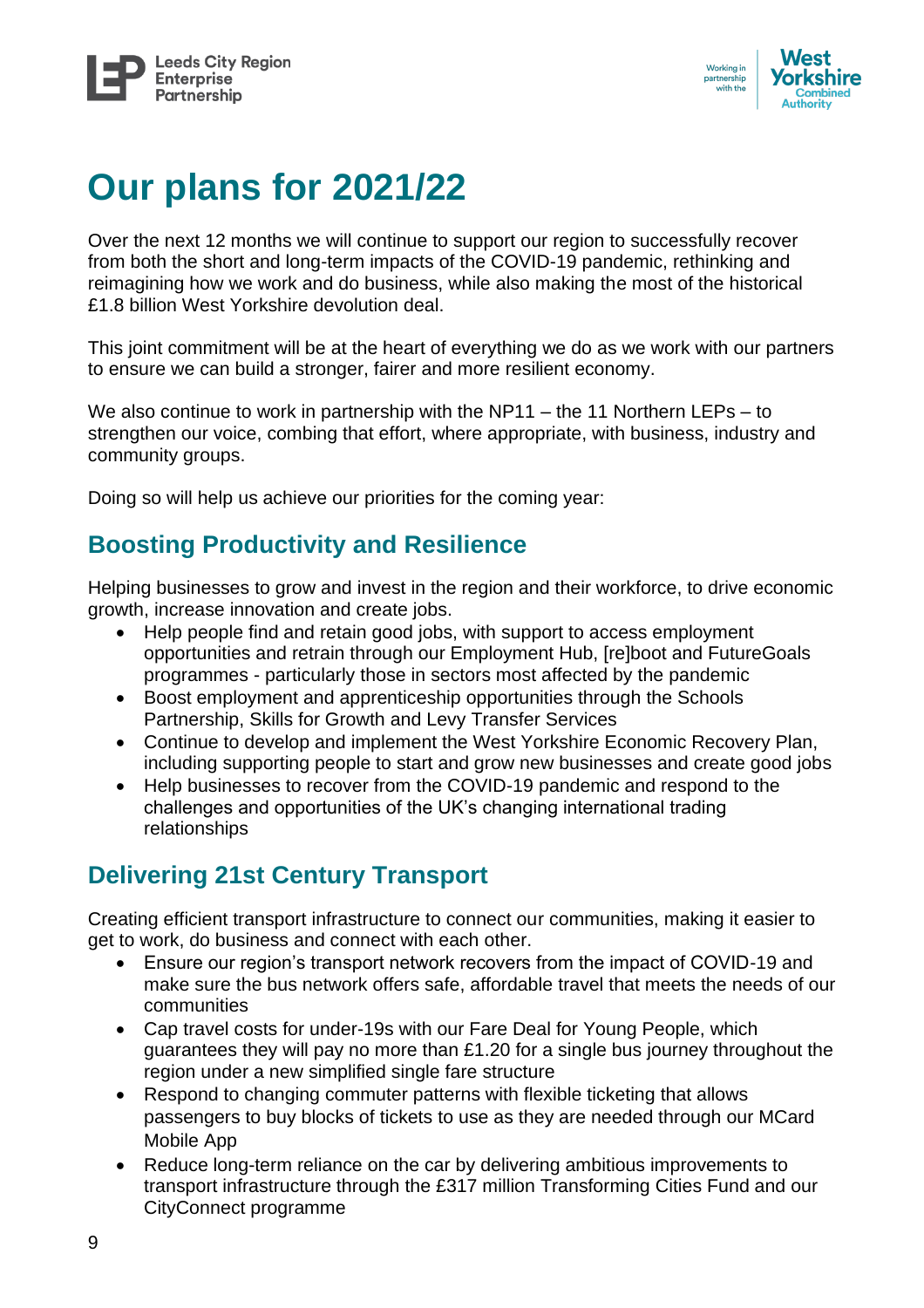# Our plans for 2021/22

Over the next 12 months we will continue to support our region to successfully recover from both the short and long-term impacts of the COVID-19 pandemic, rethinking and reimagining how we work and do business, while also making the most of the historical £1.8 billion West Yorkshire devolution deal.

This joint commitment will be at the heart of everything we do as we work with our partners to ensure we can build a stronger, fairer and more resilient economy.

We also continue to work in partnership with the NP11 – the 11 Northern LEPs – to strengthen our voice, combing that effort, where appropriate, with business, industry and community groups.

Doing so will help us achieve our priorities for the coming year:

## Boosting Productivity and Resilience

Helping businesses to grow and invest in the region and their workforce, to drive economic growth, increase innovation and create jobs.

- Help people find and retain good jobs, with support to access employment opportunities and retrain through our Employment Hub, [re]boot and FutureGoals programmes - particularly those in sectors most affected by the pandemic
- Boost employment and apprenticeship opportunities through the Schools Partnership, Skills for Growth and Levy Transfer Services
- Continue to develop and implement the West Yorkshire Economic Recovery Plan, including supporting people to start and grow new businesses and create good jobs
- Help businesses to recover from the COVID-19 pandemic and respond to the challenges and opportunities of the UK's changing international trading relationships

## Delivering 21st Century Transport

Creating efficient transport infrastructure to connect our communities, making it easier to get to work, do business and connect with each other.

- Ensure our region's transport network recovers from the impact of COVID-19 and make sure the bus network offers safe, affordable travel that meets the needs of our communities
- Cap travel costs for under-19s with our Fare Deal for Young People, which guarantees they will pay no more than £1.20 for a single bus journey throughout the region under a new simplified single fare structure
- Respond to changing commuter patterns with flexible ticketing that allows passengers to buy blocks of tickets to use as they are needed through our MCard Mobile App
- Reduce long-term reliance on the car by delivering ambitious improvements to transport infrastructure through the £317 million Transforming Cities Fund and our CityConnect programme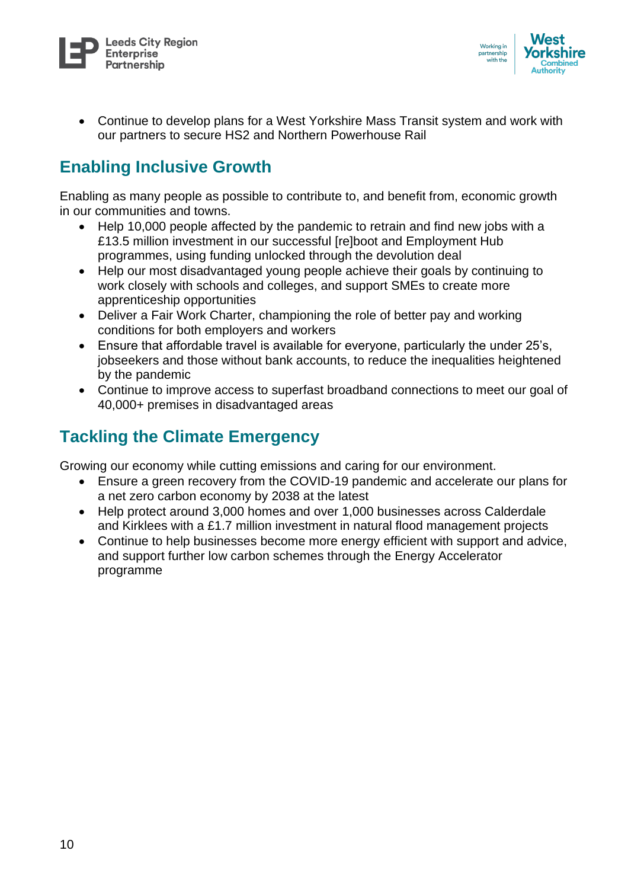- Continue to develop plans for a West Yorkshire Mass Transit system and work with our partners to secure HS2 and Northern Powerhouse Rail

## Enabling Inclusive Growth

Enabling as many people as possible to contribute to, and benefit from, economic growth in our communities and towns.

- Help 10,000 people affected by the pandemic to retrain and find new jobs with a £13.5 million investment in our successful [re]boot and Employment Hub programmes, using funding unlocked through the devolution deal
- Help our most disadvantaged young people achieve their goals by continuing to work closely with schools and colleges, and support SMEs to create more apprenticeship opportunities
- Deliver a Fair Work Charter, championing the role of better pay and working conditions for both employers and workers
- Ensure that affordable travel is available for everyone, particularly the under 25's, jobseekers and those without bank accounts, to reduce the inequalities heightened by the pandemic
- Continue to improve access to superfast broadband connections to meet our goal of 40,000+ premises in disadvantaged areas

## Tackling the Climate Emergency

Growing our economy while cutting emissions and caring for our environment.

- Ensure a green recovery from the COVID-19 pandemic and accelerate our plans for a net zero carbon economy by 2038 at the latest
- Help protect around 3,000 homes and over 1,000 businesses across Calderdale and Kirklees with a £1.7 million investment in natural flood management projects
- Continue to help businesses become more energy efficient with support and advice, and support further low carbon schemes through the Energy Accelerator programme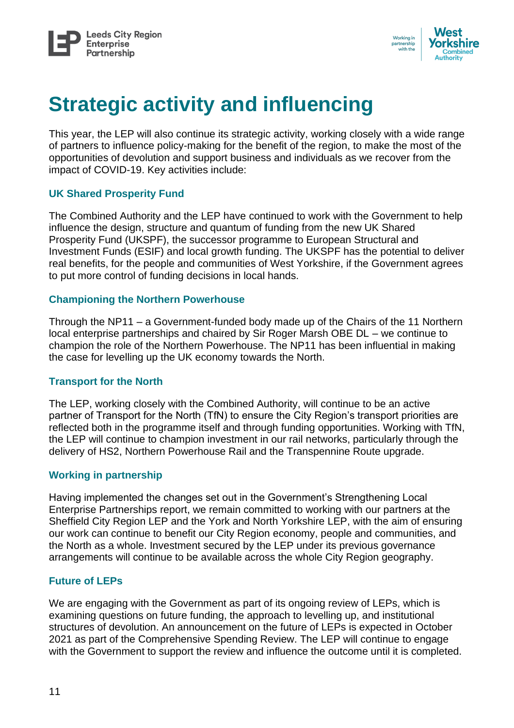# Strategic activity and influencing

This year, the LEP will also continue its strategic activity, working closely with a wide range of partners to influence policy-making for the benefit of the region, to make the most of the opportunities of devolution and support business and individuals as we recover from the impact of COVID-19. Key activities include:

### UK Shared Prosperity Fund

The Combined Authority and the LEP have continued to work with the Government to help influence the design, structure and quantum of funding from the new UK Shared Prosperity Fund (UKSPF), the successor programme to European Structural and Investment Funds (ESIF) and local growth funding. The UKSPF has the potential to deliver real benefits, for the people and communities of West Yorkshire, if the Government agrees to put more control of funding decisions in local hands.

### Championing the Northern Powerhouse

Through the NP11 – a Government-funded body made up of the Chairs of the 11 Northern local enterprise partnerships and chaired by Sir Roger Marsh OBE DL – we continue to champion the role of the Northern Powerhouse. The NP11 has been influential in making the case for levelling up the UK economy towards the North.

### Transport for the North

The LEP, working closely with the Combined Authority, will continue to be an active partner of Transport for the North (TfN) to ensure the City Region's transport priorities are reflected both in the programme itself and through funding opportunities. Working with TfN, the LEP will continue to champion investment in our rail networks, particularly through the delivery of HS2, Northern Powerhouse Rail and the Transpennine Route upgrade.

### Working in partnership

Having implemented the changes set out in the Government's Strengthening Local Enterprise Partnerships report, we remain committed to working with our partners at the Sheffield City Region LEP and the York and North Yorkshire LEP, with the aim of ensuring our work can continue to benefit our City Region economy, people and communities, and the North as a whole. Investment secured by the LEP under its previous governance arrangements will continue to be available across the whole City Region geography.

### Future of LEPs

We are engaging with the Government as part of its ongoing review of LEPs, which is examining questions on future funding, the approach to levelling up, and institutional structures of devolution. An announcement on the future of LEPs is expected in October 2021 as part of the Comprehensive Spending Review. The LEP will continue to engage with the Government to support the review and influence the outcome until it is completed.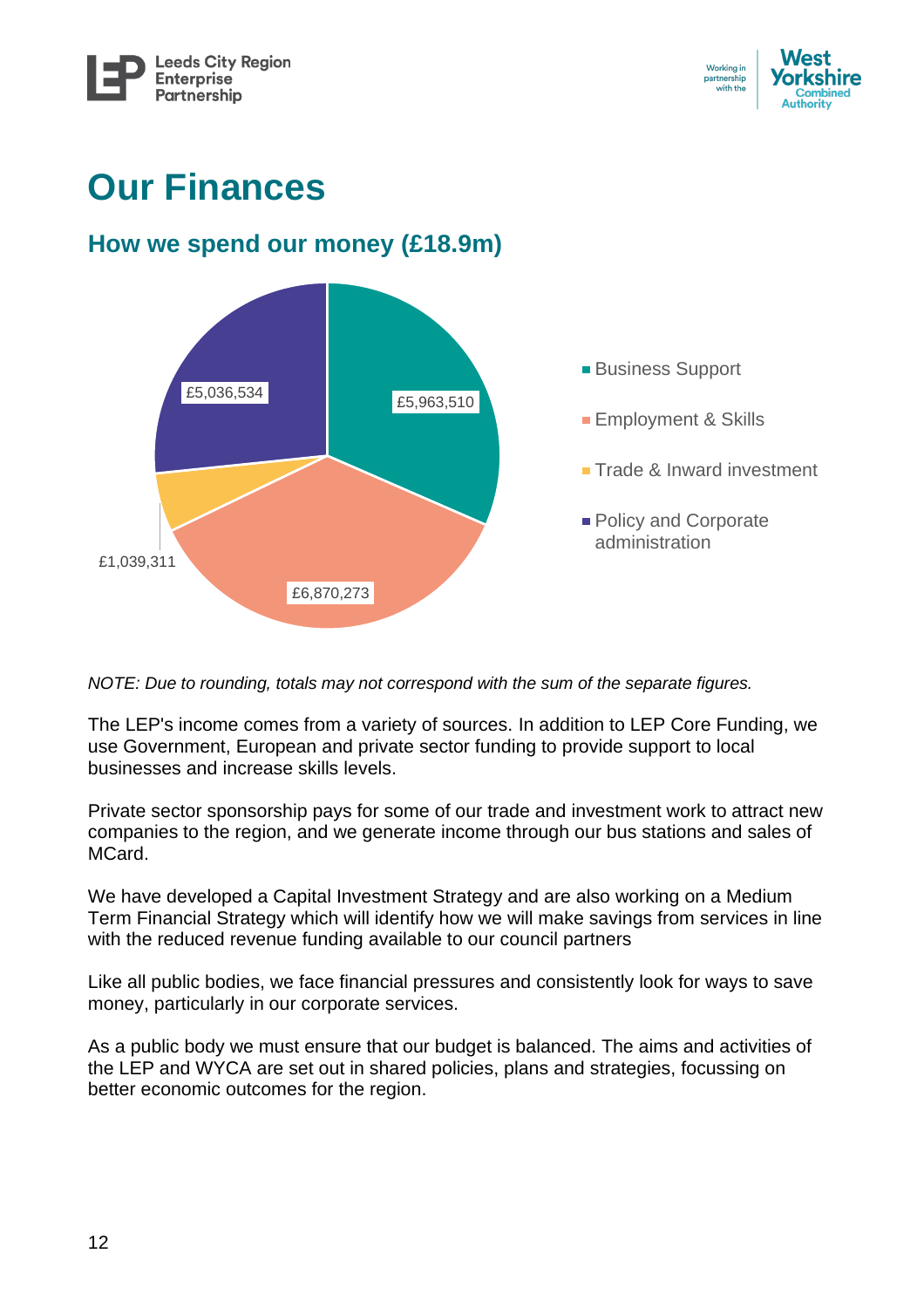# Our Finances

## How we spend our money (£18.9m)

| Category | Amount |
| --- | --- |
| Business Support | £5,963,510 |
| Employment & Skills | £6,870,273 |
| Trade & Inward investment | £1,039,311 |
| Policy and Corporate administration | £5,036,534 |

*NOTE: Due to rounding, totals may not correspond with the sum of the separate figures.*

The LEP's income comes from a variety of sources. In addition to LEP Core Funding, we use Government, European and private sector funding to provide support to local businesses and increase skills levels.

Private sector sponsorship pays for some of our trade and investment work to attract new companies to the region, and we generate income through our bus stations and sales of MCard.

We have developed a Capital Investment Strategy and are also working on a Medium Term Financial Strategy which will identify how we will make savings from services in line with the reduced revenue funding available to our council partners

Like all public bodies, we face financial pressures and consistently look for ways to save money, particularly in our corporate services.

As a public body we must ensure that our budget is balanced. The aims and activities of the LEP and WYCA are set out in shared policies, plans and strategies, focussing on better economic outcomes for the region.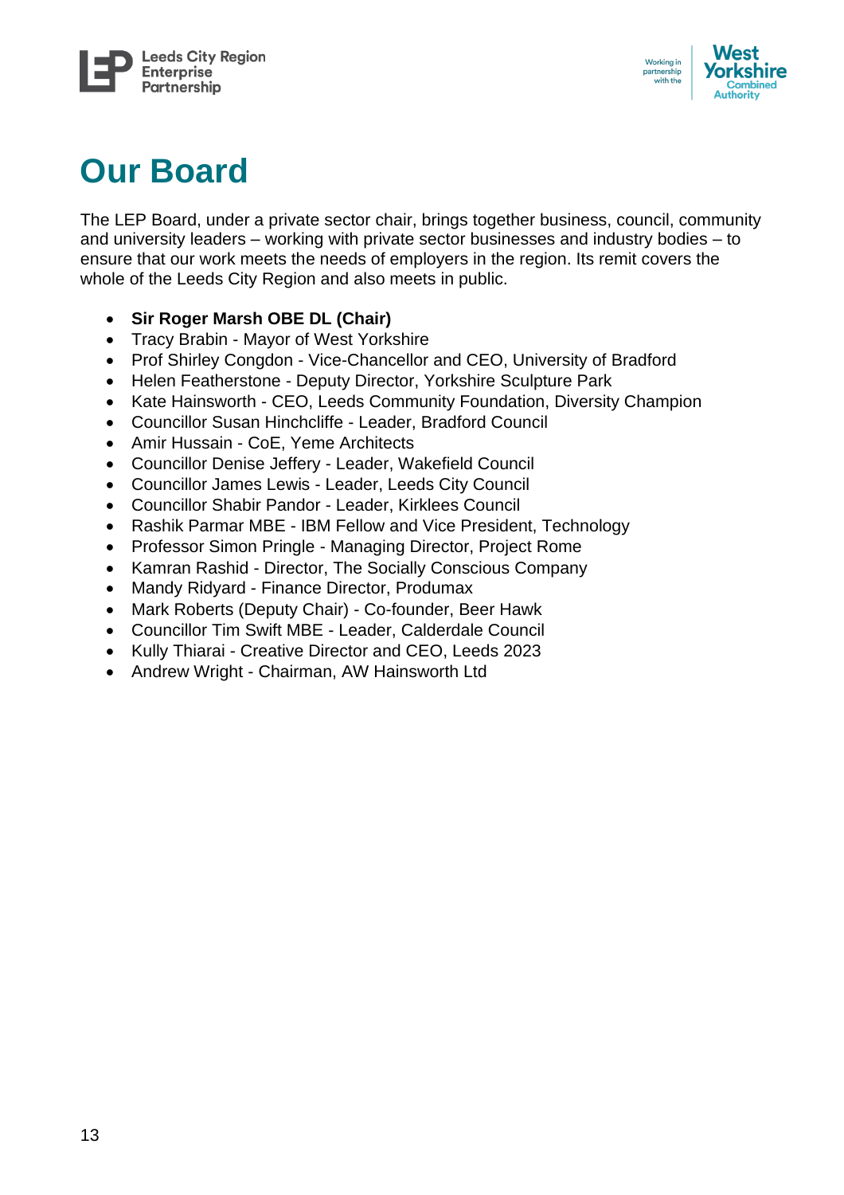# Our Board

The LEP Board, under a private sector chair, brings together business, council, community and university leaders – working with private sector businesses and industry bodies – to ensure that our work meets the needs of employers in the region. Its remit covers the whole of the Leeds City Region and also meets in public.

- **Sir Roger Marsh OBE DL (Chair)**
- Tracy Brabin - Mayor of West Yorkshire
- Prof Shirley Congdon - Vice-Chancellor and CEO, University of Bradford
- Helen Featherstone - Deputy Director, Yorkshire Sculpture Park
- Kate Hainsworth - CEO, Leeds Community Foundation, Diversity Champion
- Councillor Susan Hinchcliffe - Leader, Bradford Council
- Amir Hussain - CoE, Yeme Architects
- Councillor Denise Jeffery - Leader, Wakefield Council
- Councillor James Lewis - Leader, Leeds City Council
- Councillor Shabir Pandor - Leader, Kirklees Council
- Rashik Parmar MBE - IBM Fellow and Vice President, Technology
- Professor Simon Pringle - Managing Director, Project Rome
- Kamran Rashid - Director, The Socially Conscious Company
- Mandy Ridyard - Finance Director, Produmax
- Mark Roberts (Deputy Chair) - Co-founder, Beer Hawk
- Councillor Tim Swift MBE - Leader, Calderdale Council
- Kully Thiarai - Creative Director and CEO, Leeds 2023
- Andrew Wright - Chairman, AW Hainsworth Ltd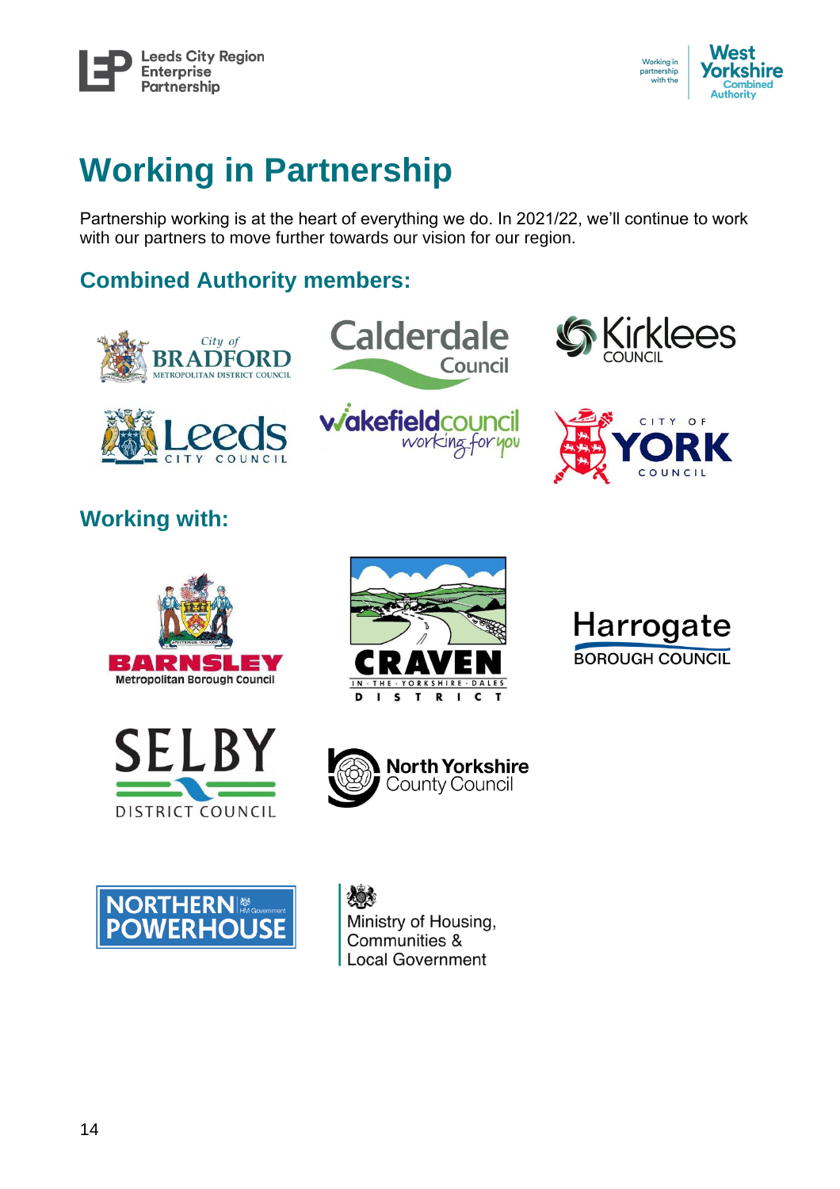# Working in Partnership

Partnership working is at the heart of everything we do. In 2021/22, we'll continue to work with our partners to move further towards our vision for our region.

## Combined Authority members:

City of Bradford Metropolitan District Council

Calderdale Council

Kirklees Council

Leeds City Council

Wakefield Council – working for you

City of York Council

## Working with:

Barnsley Metropolitan Borough Council

Craven District – In the Yorkshire Dales

Harrogate Borough Council

Selby District Council

North Yorkshire County Council

Northern Powerhouse – HM Government

Ministry of Housing, Communities & Local Government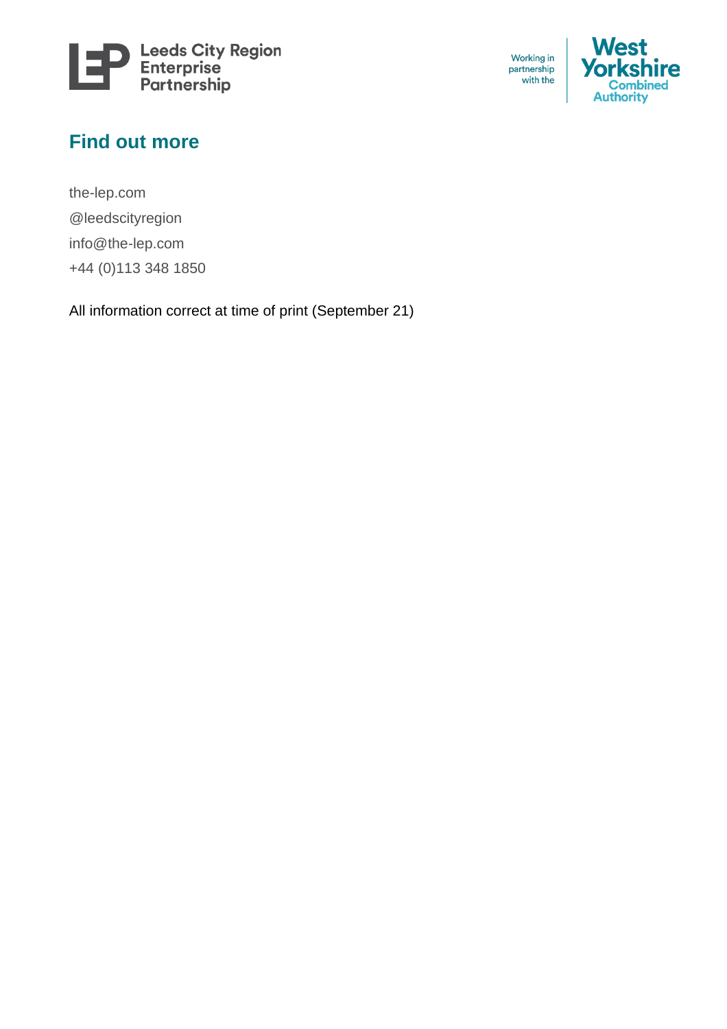Leeds City Region Enterprise Partnership

Working in partnership with the West Yorkshire Combined Authority

## Find out more

the-lep.com

@leedscityregion

info@the-lep.com

+44 (0)113 348 1850

All information correct at time of print (September 21)